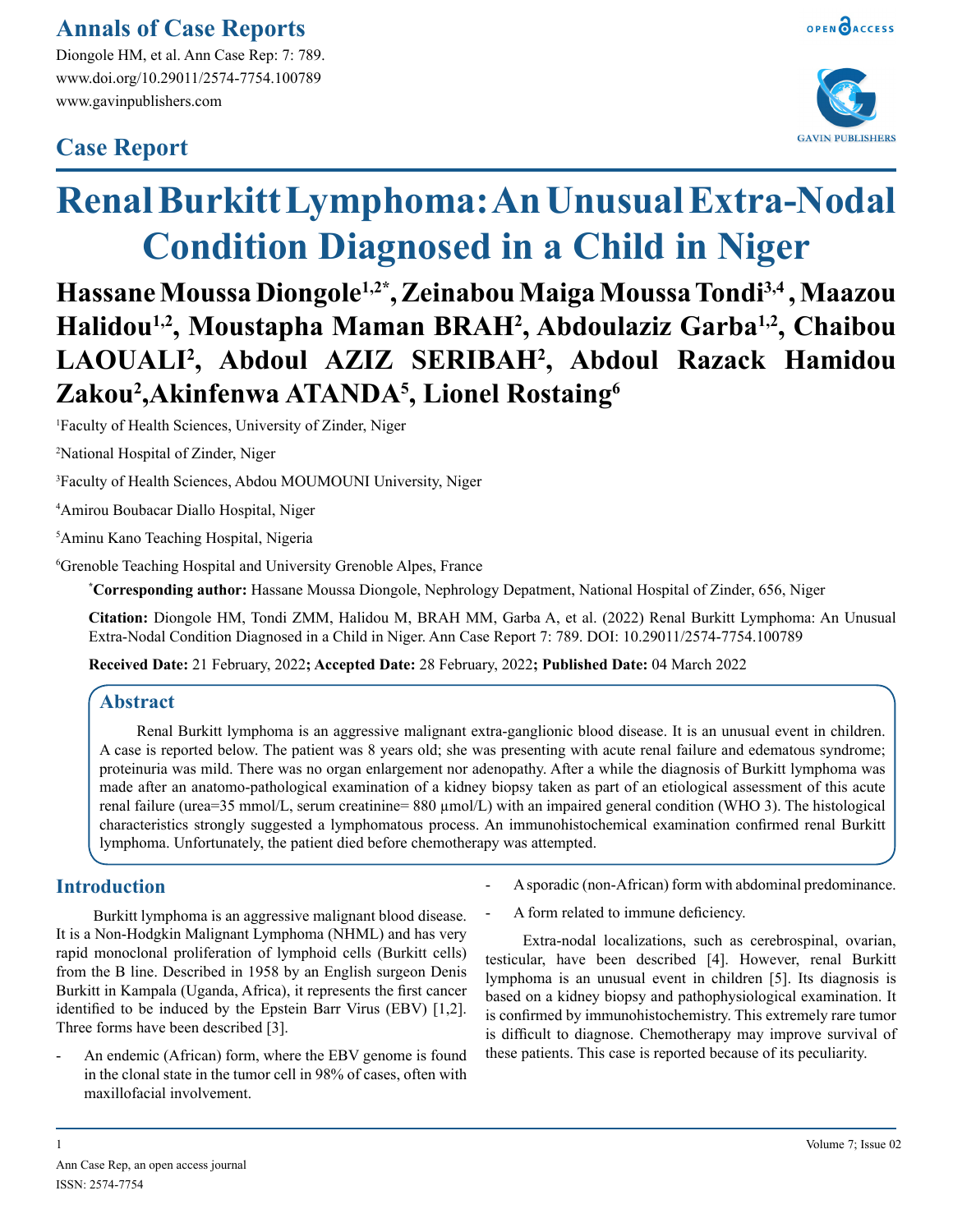## Case Report

# Renal Burkitt Lymphoma: An Unusual Extra-Nodal Condition Diagnosed in a Child in Niger

**Hassane Moussa Diongole[1,2*], Zeinabou Maiga Moussa Tondi[3,4], Maazou Halidou[1,2], Moustapha Maman BRAH[2], Abdoulaziz Garba[1,2], Chaibou LAOUALI[2], Abdoul AZIZ SERIBAH[2], Abdoul Razack Hamidou Zakou[2], Akinfenwa ATANDA[5], Lionel Rostaing[6]**

[1]Faculty of Health Sciences, University of Zinder, Niger

[2]National Hospital of Zinder, Niger

[3]Faculty of Health Sciences, Abdou MOUMOUNI University, Niger

[4]Amirou Boubacar Diallo Hospital, Niger

[5]Aminu Kano Teaching Hospital, Nigeria

[6]Grenoble Teaching Hospital and University Grenoble Alpes, France

[*]**Corresponding author:** Hassane Moussa Diongole, Nephrology Depatment, National Hospital of Zinder, 656, Niger

**Citation:** Diongole HM, Tondi ZMM, Halidou M, BRAH MM, Garba A, et al. (2022) Renal Burkitt Lymphoma: An Unusual Extra-Nodal Condition Diagnosed in a Child in Niger. Ann Case Report 7: 789. DOI: 10.29011/2574-7754.100789

**Received Date:** 21 February, 2022**; Accepted Date:** 28 February, 2022**; Published Date:** 04 March 2022

## Abstract

Renal Burkitt lymphoma is an aggressive malignant extra-ganglionic blood disease. It is an unusual event in children. A case is reported below. The patient was 8 years old; she was presenting with acute renal failure and edematous syndrome; proteinuria was mild. There was no organ enlargement nor adenopathy. After a while the diagnosis of Burkitt lymphoma was made after an anatomo-pathological examination of a kidney biopsy taken as part of an etiological assessment of this acute renal failure (urea=35 mmol/L, serum creatinine= 880 µmol/L) with an impaired general condition (WHO 3). The histological characteristics strongly suggested a lymphomatous process. An immunohistochemical examination confirmed renal Burkitt lymphoma. Unfortunately, the patient died before chemotherapy was attempted.

## Introduction

Burkitt lymphoma is an aggressive malignant blood disease. It is a Non-Hodgkin Malignant Lymphoma (NHML) and has very rapid monoclonal proliferation of lymphoid cells (Burkitt cells) from the B line. Described in 1958 by an English surgeon Denis Burkitt in Kampala (Uganda, Africa), it represents the first cancer identified to be induced by the Epstein Barr Virus (EBV) [1,2]. Three forms have been described [3].

- An endemic (African) form, where the EBV genome is found in the clonal state in the tumor cell in 98% of cases, often with maxillofacial involvement.
- A sporadic (non-African) form with abdominal predominance.
- A form related to immune deficiency.

Extra-nodal localizations, such as cerebrospinal, ovarian, testicular, have been described [4]. However, renal Burkitt lymphoma is an unusual event in children [5]. Its diagnosis is based on a kidney biopsy and pathophysiological examination. It is confirmed by immunohistochemistry. This extremely rare tumor is difficult to diagnose. Chemotherapy may improve survival of these patients. This case is reported because of its peculiarity.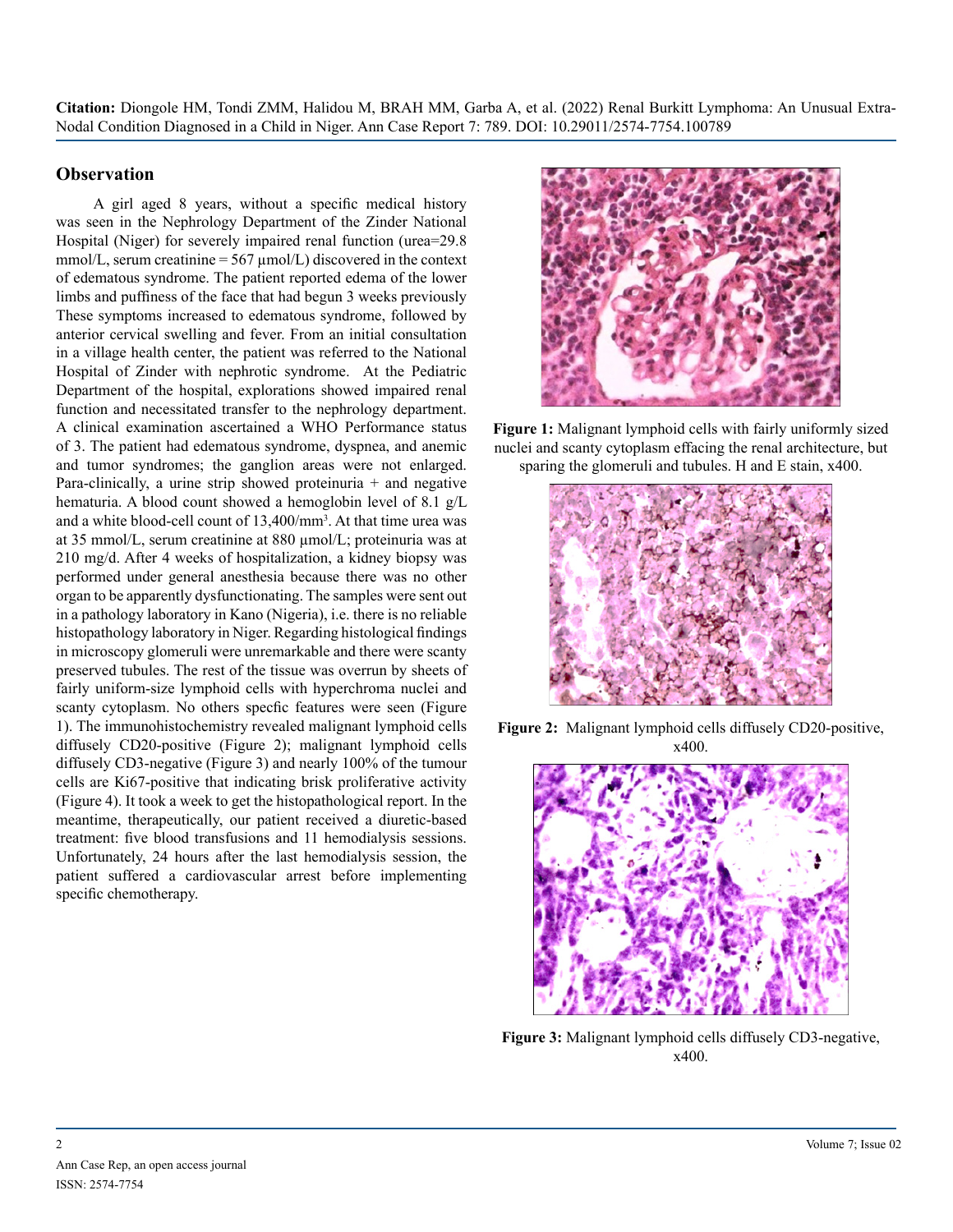## Observation

A girl aged 8 years, without a specific medical history was seen in the Nephrology Department of the Zinder National Hospital (Niger) for severely impaired renal function (urea=29.8 mmol/L, serum creatinine = 567 µmol/L) discovered in the context of edematous syndrome. The patient reported edema of the lower limbs and puffiness of the face that had begun 3 weeks previously These symptoms increased to edematous syndrome, followed by anterior cervical swelling and fever. From an initial consultation in a village health center, the patient was referred to the National Hospital of Zinder with nephrotic syndrome. At the Pediatric Department of the hospital, explorations showed impaired renal function and necessitated transfer to the nephrology department. A clinical examination ascertained a WHO Performance status of 3. The patient had edematous syndrome, dyspnea, and anemic and tumor syndromes; the ganglion areas were not enlarged. Para-clinically, a urine strip showed proteinuria + and negative hematuria. A blood count showed a hemoglobin level of 8.1 g/L and a white blood-cell count of 13,400/mm$^3$. At that time urea was at 35 mmol/L, serum creatinine at 880 µmol/L; proteinuria was at 210 mg/d. After 4 weeks of hospitalization, a kidney biopsy was performed under general anesthesia because there was no other organ to be apparently dysfunctionating. The samples were sent out in a pathology laboratory in Kano (Nigeria), i.e. there is no reliable histopathology laboratory in Niger. Regarding histological findings in microscopy glomeruli were unremarkable and there were scanty preserved tubules. The rest of the tissue was overrun by sheets of fairly uniform-size lymphoid cells with hyperchroma nuclei and scanty cytoplasm. No others specfic features were seen (Figure 1). The immunohistochemistry revealed malignant lymphoid cells diffusely CD20-positive (Figure 2); malignant lymphoid cells diffusely CD3-negative (Figure 3) and nearly 100% of the tumour cells are Ki67-positive that indicating brisk proliferative activity (Figure 4). It took a week to get the histopathological report. In the meantime, therapeutically, our patient received a diuretic-based treatment: five blood transfusions and 11 hemodialysis sessions. Unfortunately, 24 hours after the last hemodialysis session, the patient suffered a cardiovascular arrest before implementing specific chemotherapy.

**Figure 1:** Malignant lymphoid cells with fairly uniformly sized nuclei and scanty cytoplasm effacing the renal architecture, but sparing the glomeruli and tubules. H and E stain, x400.

**Figure 2:** Malignant lymphoid cells diffusely CD20-positive, x400.

**Figure 3:** Malignant lymphoid cells diffusely CD3-negative, x400.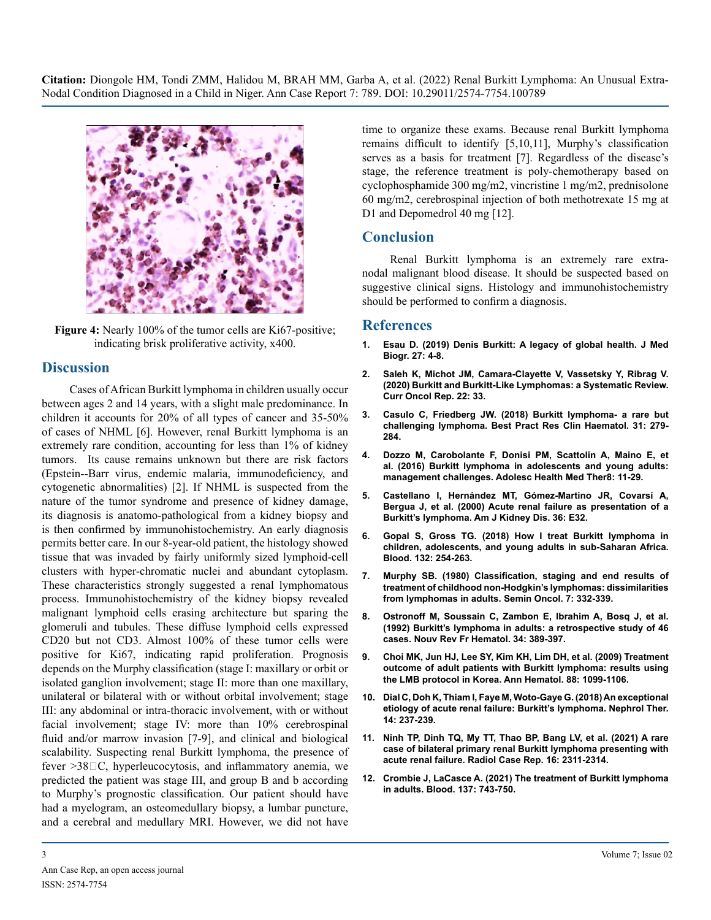Figure 4: Nearly 100% of the tumor cells are Ki67-positive; indicating brisk proliferative activity, x400.

## Discussion

Cases of African Burkitt lymphoma in children usually occur between ages 2 and 14 years, with a slight male predominance. In children it accounts for 20% of all types of cancer and 35-50% of cases of NHML [6]. However, renal Burkitt lymphoma is an extremely rare condition, accounting for less than 1% of kidney tumors. Its cause remains unknown but there are risk factors (Epstein--Barr virus, endemic malaria, immunodeficiency, and cytogenetic abnormalities) [2]. If NHML is suspected from the nature of the tumor syndrome and presence of kidney damage, its diagnosis is anatomo-pathological from a kidney biopsy and is then confirmed by immunohistochemistry. An early diagnosis permits better care. In our 8-year-old patient, the histology showed tissue that was invaded by fairly uniformly sized lymphoid-cell clusters with hyper-chromatic nuclei and abundant cytoplasm. These characteristics strongly suggested a renal lymphomatous process. Immunohistochemistry of the kidney biopsy revealed malignant lymphoid cells erasing architecture but sparing the glomeruli and tubules. These diffuse lymphoid cells expressed CD20 but not CD3. Almost 100% of these tumor cells were positive for Ki67, indicating rapid proliferation. Prognosis depends on the Murphy classification (stage I: maxillary or orbit or isolated ganglion involvement; stage II: more than one maxillary, unilateral or bilateral with or without orbital involvement; stage III: any abdominal or intra-thoracic involvement, with or without facial involvement; stage IV: more than 10% cerebrospinal fluid and/or marrow invasion [7-9], and clinical and biological scalability. Suspecting renal Burkitt lymphoma, the presence of fever >38□C, hyperleucocytosis, and inflammatory anemia, we predicted the patient was stage III, and group B and b according to Murphy's prognostic classification. Our patient should have had a myelogram, an osteomedullary biopsy, a lumbar puncture, and a cerebral and medullary MRI. However, we did not have time to organize these exams. Because renal Burkitt lymphoma remains difficult to identify [5,10,11], Murphy's classification serves as a basis for treatment [7]. Regardless of the disease's stage, the reference treatment is poly-chemotherapy based on cyclophosphamide 300 mg/m2, vincristine 1 mg/m2, prednisolone 60 mg/m2, cerebrospinal injection of both methotrexate 15 mg at D1 and Depomedrol 40 mg [12].

## Conclusion

Renal Burkitt lymphoma is an extremely rare extra-nodal malignant blood disease. It should be suspected based on suggestive clinical signs. Histology and immunohistochemistry should be performed to confirm a diagnosis.

## References

1. **Esau D. (2019) Denis Burkitt: A legacy of global health. J Med Biogr. 27: 4-8.**
2. **Saleh K, Michot JM, Camara-Clayette V, Vassetsky Y, Ribrag V. (2020) Burkitt and Burkitt-Like Lymphomas: a Systematic Review. Curr Oncol Rep. 22: 33.**
3. **Casulo C, Friedberg JW. (2018) Burkitt lymphoma- a rare but challenging lymphoma. Best Pract Res Clin Haematol. 31: 279-284.**
4. **Dozzo M, Carobolante F, Donisi PM, Scattolin A, Maino E, et al. (2016) Burkitt lymphoma in adolescents and young adults: management challenges. Adolesc Health Med Ther8: 11-29.**
5. **Castellano I, Hernández MT, Gómez-Martino JR, Covarsí A, Bergua J, et al. (2000) Acute renal failure as presentation of a Burkitt's lymphoma. Am J Kidney Dis. 36: E32.**
6. **Gopal S, Gross TG. (2018) How I treat Burkitt lymphoma in children, adolescents, and young adults in sub-Saharan Africa. Blood. 132: 254-263.**
7. **Murphy SB. (1980) Classification, staging and end results of treatment of childhood non-Hodgkin's lymphomas: dissimilarities from lymphomas in adults. Semin Oncol. 7: 332-339.**
8. **Ostronoff M, Soussain C, Zambon E, Ibrahim A, Bosq J, et al. (1992) Burkitt's lymphoma in adults: a retrospective study of 46 cases. Nouv Rev Fr Hematol. 34: 389-397.**
9. **Choi MK, Jun HJ, Lee SY, Kim KH, Lim DH, et al. (2009) Treatment outcome of adult patients with Burkitt lymphoma: results using the LMB protocol in Korea. Ann Hematol. 88: 1099-1106.**
10. **Dial C, Doh K, Thiam I, Faye M, Woto-Gaye G. (2018) An exceptional etiology of acute renal failure: Burkitt's lymphoma. Nephrol Ther. 14: 237-239.**
11. **Ninh TP, Dinh TQ, My TT, Thao BP, Bang LV, et al. (2021) A rare case of bilateral primary renal Burkitt lymphoma presenting with acute renal failure. Radiol Case Rep. 16: 2311-2314.**
12. **Crombie J, LaCasce A. (2021) The treatment of Burkitt lymphoma in adults. Blood. 137: 743-750.**